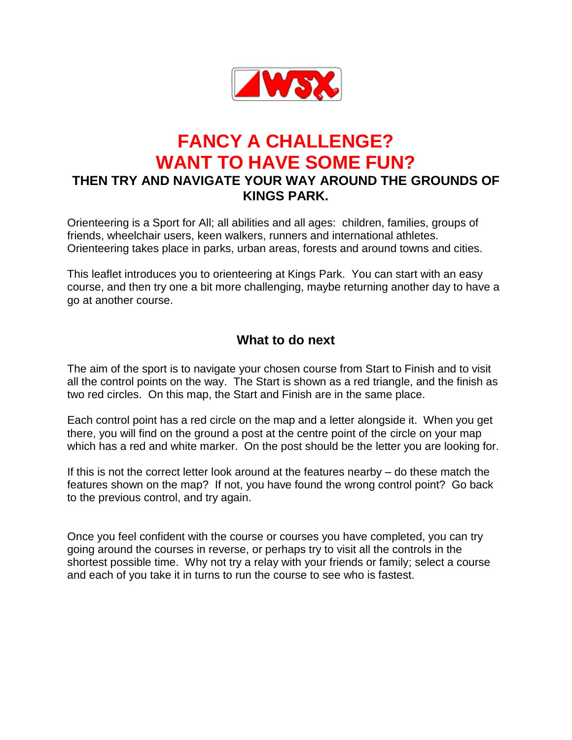# FANCY A CHALLENGE?
# WANT TO HAVE SOME FUN?

## THEN TRY AND NAVIGATE YOUR WAY AROUND THE GROUNDS OF KINGS PARK.

Orienteering is a Sport for All; all abilities and all ages: children, families, groups of friends, wheelchair users, keen walkers, runners and international athletes. Orienteering takes place in parks, urban areas, forests and around towns and cities.

This leaflet introduces you to orienteering at Kings Park. You can start with an easy course, and then try one a bit more challenging, maybe returning another day to have a go at another course.

### What to do next

The aim of the sport is to navigate your chosen course from Start to Finish and to visit all the control points on the way. The Start is shown as a red triangle, and the finish as two red circles. On this map, the Start and Finish are in the same place.

Each control point has a red circle on the map and a letter alongside it. When you get there, you will find on the ground a post at the centre point of the circle on your map which has a red and white marker. On the post should be the letter you are looking for.

If this is not the correct letter look around at the features nearby – do these match the features shown on the map? If not, you have found the wrong control point? Go back to the previous control, and try again.

Once you feel confident with the course or courses you have completed, you can try going around the courses in reverse, or perhaps try to visit all the controls in the shortest possible time. Why not try a relay with your friends or family; select a course and each of you take it in turns to run the course to see who is fastest.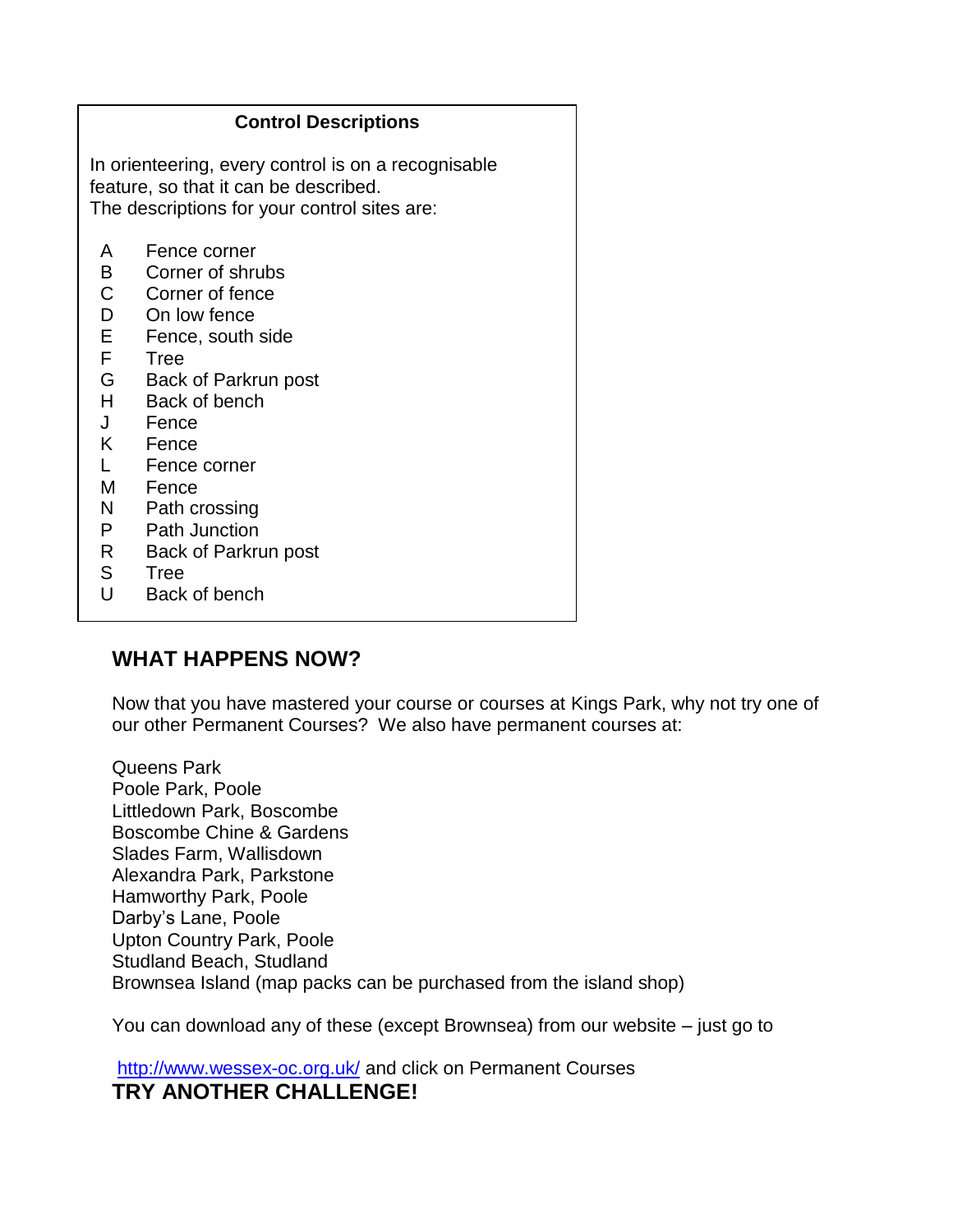**Control Descriptions**

In orienteering, every control is on a recognisable feature, so that it can be described.
The descriptions for your control sites are:

| | |
|---|---|
| A | Fence corner |
| B | Corner of shrubs |
| C | Corner of fence |
| D | On low fence |
| E | Fence, south side |
| F | Tree |
| G | Back of Parkrun post |
| H | Back of bench |
| J | Fence |
| K | Fence |
| L | Fence corner |
| M | Fence |
| N | Path crossing |
| P | Path Junction |
| R | Back of Parkrun post |
| S | Tree |
| U | Back of bench |

## WHAT HAPPENS NOW?

Now that you have mastered your course or courses at Kings Park, why not try one of our other Permanent Courses? We also have permanent courses at:

Queens Park
Poole Park, Poole
Littledown Park, Boscombe
Boscombe Chine & Gardens
Slades Farm, Wallisdown
Alexandra Park, Parkstone
Hamworthy Park, Poole
Darby's Lane, Poole
Upton Country Park, Poole
Studland Beach, Studland
Brownsea Island (map packs can be purchased from the island shop)

You can download any of these (except Brownsea) from our website – just go to

http://www.wessex-oc.org.uk/ and click on Permanent Courses

**TRY ANOTHER CHALLENGE!**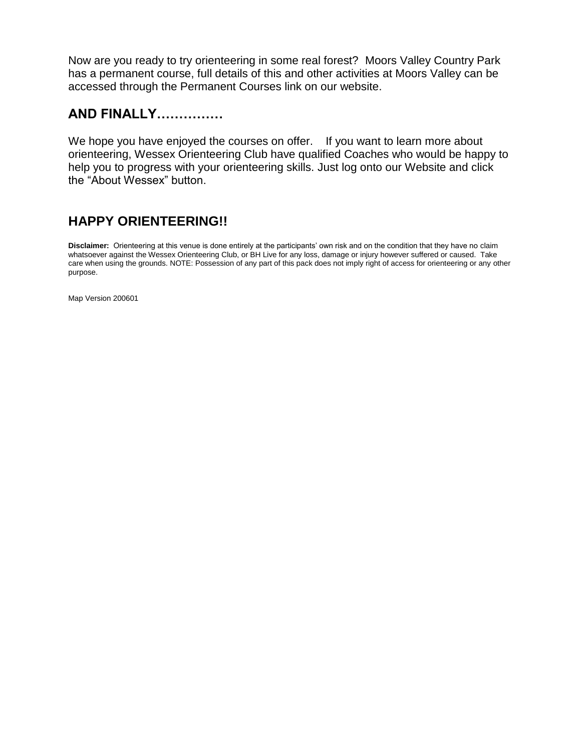Now are you ready to try orienteering in some real forest? Moors Valley Country Park has a permanent course, full details of this and other activities at Moors Valley can be accessed through the Permanent Courses link on our website.

## AND FINALLY……………

We hope you have enjoyed the courses on offer. If you want to learn more about orienteering, Wessex Orienteering Club have qualified Coaches who would be happy to help you to progress with your orienteering skills. Just log onto our Website and click the "About Wessex" button.

## HAPPY ORIENTEERING!!

**Disclaimer:** Orienteering at this venue is done entirely at the participants' own risk and on the condition that they have no claim whatsoever against the Wessex Orienteering Club, or BH Live for any loss, damage or injury however suffered or caused. Take care when using the grounds. NOTE: Possession of any part of this pack does not imply right of access for orienteering or any other purpose.

Map Version 200601